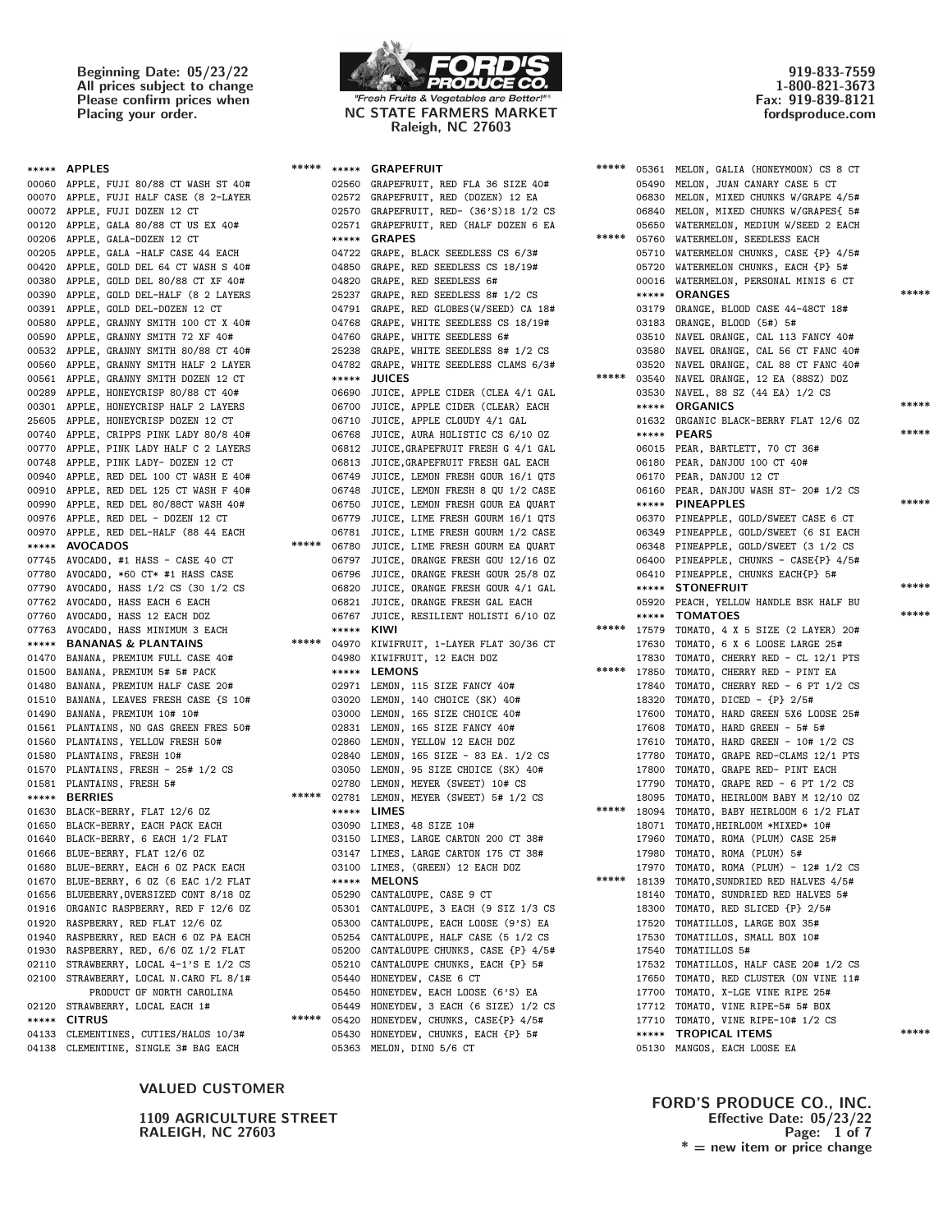Beginning Date: 05/23/22
All prices subject to change
Please confirm prices when
Placing your order.

**FORD'S PRODUCE CO.**
"Fresh Fruits & Vegetables are Better!"
NC STATE FARMERS MARKET
Raleigh, NC 27603

919-833-7559
1-800-821-3673
Fax: 919-839-8121
fordsproduce.com

***** **APPLES** *****
00060 APPLE, FUJI 80/88 CT WASH ST 40#
00070 APPLE, FUJI HALF CASE (8 2-LAYER
00072 APPLE, FUJI DOZEN 12 CT
00120 APPLE, GALA 80/88 CT US EX 40#
00206 APPLE, GALA-DOZEN 12 CT
00205 APPLE, GALA -HALF CASE 44 EACH
00420 APPLE, GOLD DEL 64 CT WASH S 40#
00380 APPLE, GOLD DEL 80/88 CT XF 40#
00390 APPLE, GOLD DEL-HALF (8 2 LAYERS
00391 APPLE, GOLD DEL-DOZEN 12 CT
00580 APPLE, GRANNY SMITH 100 CT X 40#
00590 APPLE, GRANNY SMITH 72 XF 40#
00532 APPLE, GRANNY SMITH 80/88 CT 40#
00560 APPLE, GRANNY SMITH HALF 2 LAYER
00561 APPLE, GRANNY SMITH DOZEN 12 CT
00289 APPLE, HONEYCRISP 80/88 CT 40#
00301 APPLE, HONEYCRISP HALF 2 LAYERS
25605 APPLE, HONEYCRISP DOZEN 12 CT
00740 APPLE, CRIPPS PINK LADY 80/8 40#
00770 APPLE, PINK LADY HALF C 2 LAYERS
00748 APPLE, PINK LADY- DOZEN 12 CT
00940 APPLE, RED DEL 100 CT WASH E 40#
00910 APPLE, RED DEL 125 CT WASH F 40#
00990 APPLE, RED DEL 80/88CT WASH 40#
00976 APPLE, RED DEL - DOZEN 12 CT
00970 APPLE, RED DEL-HALF (88 44 EACH

***** **AVOCADOS** *****
07745 AVOCADO, #1 HASS - CASE 40 CT
07780 AVOCADO, *60 CT* #1 HASS CASE
07790 AVOCADO, HASS 1/2 CS (30 1/2 CS
07762 AVOCADO, HASS EACH 6 EACH
07760 AVOCADO, HASS 12 EACH DOZ
07763 AVOCADO, HASS MINIMUM 3 EACH

***** **BANANAS & PLANTAINS** *****
01470 BANANA, PREMIUM FULL CASE 40#
01500 BANANA, PREMIUM 5# 5# PACK
01480 BANANA, PREMIUM HALF CASE 20#
01510 BANANA, LEAVES FRESH CASE {S 10#
01490 BANANA, PREMIUM 10# 10#
01561 PLANTAINS, NO GAS GREEN FRES 50#
01560 PLANTAINS, YELLOW FRESH 50#
01580 PLANTAINS, FRESH 10#
01570 PLANTAINS, FRESH - 25# 1/2 CS
01581 PLANTAINS, FRESH 5#

***** **BERRIES** *****
01630 BLACK-BERRY, FLAT 12/6 OZ
01650 BLACK-BERRY, EACH PACK EACH
01640 BLACK-BERRY, 6 EACH 1/2 FLAT
01666 BLUE-BERRY, FLAT 12/6 OZ
01680 BLUE-BERRY, EACH 6 OZ PACK EACH
01670 BLUE-BERRY, 6 OZ (6 EAC 1/2 FLAT
01656 BLUEBERRY,OVERSIZED CONT 8/18 OZ
01916 ORGANIC RASPBERRY, RED F 12/6 OZ
01920 RASPBERRY, RED FLAT 12/6 OZ
01940 RASPBERRY, RED EACH 6 OZ PA EACH
01930 RASPBERRY, RED, 6/6 OZ 1/2 FLAT
02110 STRAWBERRY, LOCAL 4-1'S E 1/2 CS
02100 STRAWBERRY, LOCAL N.CARO FL 8/1#
PRODUCT OF NORTH CAROLINA
02120 STRAWBERRY, LOCAL EACH 1#

***** **CITRUS** *****
04133 CLEMENTINES, CUTIES/HALOS 10/3#
04138 CLEMENTINE, SINGLE 3# BAG EACH

***** **GRAPEFRUIT** *****
02560 GRAPEFRUIT, RED FLA 36 SIZE 40#
02572 GRAPEFRUIT, RED (DOZEN) 12 EA
02570 GRAPEFRUIT, RED- (36'S)18 1/2 CS
02571 GRAPEFRUIT, RED (HALF DOZEN 6 EA

***** **GRAPES** *****
04722 GRAPE, BLACK SEEDLESS CS 6/3#
04850 GRAPE, RED SEEDLESS CS 18/19#
04820 GRAPE, RED SEEDLESS 6#
25237 GRAPE, RED SEEDLESS 8# 1/2 CS
04791 GRAPE, RED GLOBES(W/SEED) CA 18#
04768 GRAPE, WHITE SEEDLESS CS 18/19#
04760 GRAPE, WHITE SEEDLESS 6#
25238 GRAPE, WHITE SEEDLESS 8# 1/2 CS
04782 GRAPE, WHITE SEEDLESS CLAMS 6/3#

***** **JUICES** *****
06690 JUICE, APPLE CIDER (CLEA 4/1 GAL
06700 JUICE, APPLE CIDER (CLEAR) EACH
06710 JUICE, APPLE CLOUDY 4/1 GAL
06768 JUICE, AURA HOLISTIC CS 6/10 OZ
06812 JUICE,GRAPEFRUIT FRESH G 4/1 GAL
06813 JUICE,GRAPEFRUIT FRESH GAL EACH
06749 JUICE, LEMON FRESH GOUR 16/1 QTS
06748 JUICE, LEMON FRESH 8 QU 1/2 CASE
06750 JUICE, LEMON FRESH GOUR EA QUART
06779 JUICE, LIME FRESH GOURM 16/1 QTS
06781 JUICE, LIME FRESH GOURM 1/2 CASE
06780 JUICE, LIME FRESH GOURM EA QUART
06797 JUICE, ORANGE FRESH GOU 12/16 OZ
06796 JUICE, ORANGE FRESH GOUR 25/8 OZ
06820 JUICE, ORANGE FRESH GOUR 4/1 GAL
06821 JUICE, ORANGE FRESH GAL EACH
06767 JUICE, RESILIENT HOLISTI 6/10 OZ

***** **KIWI** *****
04970 KIWIFRUIT, 1-LAYER FLAT 30/36 CT
04980 KIWIFRUIT, 12 EACH DOZ

***** **LEMONS** *****
02971 LEMON, 115 SIZE FANCY 40#
03020 LEMON, 140 CHOICE (SK) 40#
03000 LEMON, 165 SIZE CHOICE 40#
02831 LEMON, 165 SIZE FANCY 40#
02860 LEMON, YELLOW 12 EACH DOZ
02840 LEMON, 165 SIZE - 83 EA. 1/2 CS
03050 LEMON, 95 SIZE CHOICE (SK) 40#
02780 LEMON, MEYER (SWEET) 10# CS
02781 LEMON, MEYER (SWEET) 5# 1/2 CS

***** **LIMES** *****
03090 LIMES, 48 SIZE 10#
03150 LIMES, LARGE CARTON 200 CT 38#
03147 LIMES, LARGE CARTON 175 CT 38#
03100 LIMES, (GREEN) 12 EACH DOZ

***** **MELONS** *****
05290 CANTALOUPE, CASE 9 CT
05301 CANTALOUPE, 3 EACH (9 SIZ 1/3 CS
05300 CANTALOUPE, EACH LOOSE (9'S) EA
05254 CANTALOUPE, HALF CASE (5 1/2 CS
05200 CANTALOUPE CHUNKS, CASE {P} 4/5#
05210 CANTALOUPE CHUNKS, EACH {P} 5#
05440 HONEYDEW, CASE 6 CT
05450 HONEYDEW, EACH LOOSE (6'S) EA
05449 HONEYDEW, 3 EACH (6 SIZE) 1/2 CS
05420 HONEYDEW, CHUNKS, CASE{P} 4/5#
05430 HONEYDEW, CHUNKS, EACH {P} 5#
05363 MELON, DINO 5/6 CT
05361 MELON, GALIA (HONEYMOON) CS 8 CT
05490 MELON, JUAN CANARY CASE 5 CT
06830 MELON, MIXED CHUNKS W/GRAPE 4/5#
06840 MELON, MIXED CHUNKS W/GRAPES{ 5#
05650 WATERMELON, MEDIUM W/SEED 2 EACH
05760 WATERMELON, SEEDLESS EACH
05710 WATERMELON CHUNKS, CASE {P} 4/5#
05720 WATERMELON CHUNKS, EACH {P} 5#
00016 WATERMELON, PERSONAL MINIS 6 CT

***** **ORANGES** *****
03179 ORANGE, BLOOD CASE 44-48CT 18#
03183 ORANGE, BLOOD (5#) 5#
03510 NAVEL ORANGE, CAL 113 FANCY 40#
03580 NAVEL ORANGE, CAL 56 CT FANC 40#
03520 NAVEL ORANGE, CAL 88 CT FANC 40#
03540 NAVEL ORANGE, 12 EA (88SZ) DOZ
03530 NAVEL, 88 SZ (44 EA) 1/2 CS

***** **ORGANICS** *****
01632 ORGANIC BLACK-BERRY FLAT 12/6 OZ

***** **PEARS** *****
06015 PEAR, BARTLETT, 70 CT 36#
06180 PEAR, DANJOU 100 CT 40#
06170 PEAR, DANJOU 12 CT
06160 PEAR, DANJOU WASH ST- 20# 1/2 CS

***** **PINEAPPLES** *****
06370 PINEAPPLE, GOLD/SWEET CASE 6 CT
06349 PINEAPPLE, GOLD/SWEET (6 SI EACH
06348 PINEAPPLE, GOLD/SWEET (3 1/2 CS
06400 PINEAPPLE, CHUNKS - CASE{P} 4/5#
06410 PINEAPPLE, CHUNKS EACH{P} 5#

***** **STONEFRUIT** *****
05920 PEACH, YELLOW HANDLE BSK HALF BU

***** **TOMATOES** *****
17579 TOMATO, 4 X 5 SIZE (2 LAYER) 20#
17630 TOMATO, 6 X 6 LOOSE LARGE 25#
17830 TOMATO, CHERRY RED - CL 12/1 PTS
17850 TOMATO, CHERRY RED - PINT EA
17840 TOMATO, CHERRY RED - 6 PT 1/2 CS
18320 TOMATO, DICED - {P} 2/5#
17600 TOMATO, HARD GREEN 5X6 LOOSE 25#
17608 TOMATO, HARD GREEN - 5# 5#
17610 TOMATO, HARD GREEN - 10# 1/2 CS
17780 TOMATO, GRAPE RED-CLAMS 12/1 PTS
17800 TOMATO, GRAPE RED- PINT EACH
17790 TOMATO, GRAPE RED - 6 PT 1/2 CS
18095 TOMATO, HEIRLOOM BABY M 12/10 OZ
18094 TOMATO, BABY HEIRLOOM 6 1/2 FLAT
18071 TOMATO,HEIRLOOM *MIXED* 10#
17960 TOMATO, ROMA (PLUM) CASE 25#
17980 TOMATO, ROMA (PLUM) 5#
17970 TOMATO, ROMA (PLUM) - 12# 1/2 CS
18139 TOMATO,SUNDRIED RED HALVES 4/5#
18140 TOMATO, SUNDRIED RED HALVES 5#
18300 TOMATO, RED SLICED {P} 2/5#
17520 TOMATILLOS, LARGE BOX 35#
17530 TOMATILLOS, SMALL BOX 10#
17540 TOMATILLOS 5#
17532 TOMATILLOS, HALF CASE 20# 1/2 CS
17650 TOMATO, RED CLUSTER (ON VINE 11#
17700 TOMATO, X-LGE VINE RIPE 25#
17712 TOMATO, VINE RIPE-5# 5# BOX
17710 TOMATO, VINE RIPE-10# 1/2 CS

***** **TROPICAL ITEMS** *****
05130 MANGOS, EACH LOOSE EA

VALUED CUSTOMER

1109 AGRICULTURE STREET
RALEIGH, NC 27603

FORD'S PRODUCE CO., INC.
Effective Date: 05/23/22
* = new item or price change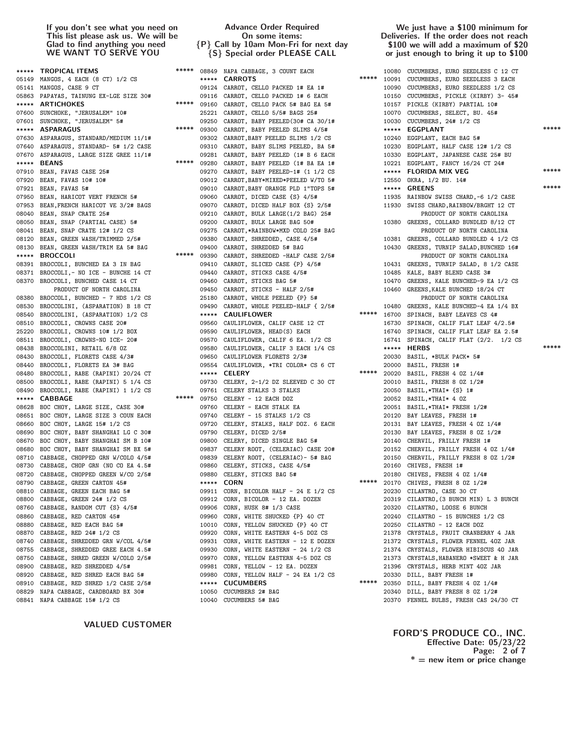If you don't see what you need on This list please ask us. We will be Glad to find anything you need
**WE WANT TO SERVE YOU**

Advance Order Required On some items:
{P} Call by 10am Mon-Fri for next day
{S} Special order PLEASE CALL

We just have a $100 minimum for Deliveries. If the order does not reach $100 we will add a maximum of $20 or just enough to bring it up to $100

```
***** TROPICAL ITEMS *****
05149 MANGOS, 4 EACH (8 CT) 1/2 CS
05141 MANGOS, CASE 9 CT
05863 PAPAYAS, TAINUNG EX-LGE SIZE 30#
***** ARTICHOKES *****
07600 SUNCHOKE, "JERUSALEM" 10#
07601 SUNCHOKE, "JERUSALEM" 5#
***** ASPARAGUS *****
07630 ASPARAGUS, STANDARD/MEDIUM 11/1#
07640 ASPARAGUS, STANDARD- 5# 1/2 CASE
07670 ASPARAGUS, LARGE SIZE GREE 11/1#
***** BEANS *****
07910 BEAN, FAVAS CASE 25#
07920 BEAN, FAVAS 10# 10#
07921 BEAN, FAVAS 5#
07950 BEAN, HARICOT VERT FRENCH 5#
07953 BEAN,FRENCH HARICOT VE 3/2# BAGS
08040 BEAN, SNAP CRATE 25#
08050 BEAN, SNAP (PARTIAL CASE) 5#
08041 BEAN, SNAP CRATE 12# 1/2 CS
08120 BEAN, GREEN WASH/TRIMMED 2/5#
08130 BEAN, GREEN WASH/TRIM EA 5# BAG
***** BROCCOLI *****
08391 BROCCOLI, BUNCHED EA 3 IN BAG
08371 BROCCOLI,- NO ICE - BUNCHE 14 CT
08370 BROCCOLI, BUNCHED CASE 14 CT
      PRODUCT OF NORTH CAROLINA
08380 BROCCOLI, BUNCHED - 7 HDS 1/2 CS
08530 BROCCOLINI, (ASPARATION) B 18 CT
08540 BROCCOLINI, (ASPARATION) 1/2 CS
08510 BROCCOLI, CROWNS CASE 20#
25220 BROCCOLI, CROWNS 10# 1/2 BOX
08511 BROCCOLI, CROWNS-NO ICE- 20#
08438 BROCCOLINI, RETAIL 6/8 OZ
08430 BROCCOLI, FLORETS CASE 4/3#
08440 BROCCOLI, FLORETS EA 3# BAG
08480 BROCCOLI, RABE (RAPINI) 20/24 CT
08500 BROCCOLI, RABE (RAPINI) 5 1/4 CS
08490 BROCCOLI, RABE (RAPINI) 1 1/2 CS
***** CABBAGE *****
08628 BOC CHOY, LARGE SIZE, CASE 30#
08651 BOC CHOY, LARGE SIZE 3 COUN EACH
08660 BOC CHOY, LARGE 15# 1/2 CS
08690 BOC CHOY, BABY SHANGHAI LG C 30#
08670 BOC CHOY, BABY SHANGHAI SM B 10#
08680 BOC CHOY, BABY SHANGHAI SM BX 5#
08710 CABBAGE, CHOPPED GRN W/COLO 4/5#
08730 CABBAGE, CHOP GRN (NO CO EA 4.5#
08720 CABBAGE, CHOPPED GREEN W/CO 2/5#
08790 CABBAGE, GREEN CARTON 45#
08810 CABBAGE, GREEN EACH BAG 5#
08800 CABBAGE, GREEN 24# 1/2 CS
08760 CABBAGE, RANDOM CUT {S} 4/5#
08860 CABBAGE, RED CARTON 45#
08880 CABBAGE, RED EACH BAG 5#
08870 CABBAGE, RED 24# 1/2 CS
08740 CABBAGE, SHREDDED GRN W/COL 4/5#
08755 CABBAGE, SHRED GREE EACH 4.5#
08750 CABBAGE, SHRED GREEN W/COLO 2/5#
08900 CABBAGE, RED SHREDDED 4/5#
08920 CABBAGE, RED SHRED EACH BAG 5#
08910 CABBAGE, RED SHRED 1/2 CASE 2/5#
08829 NAPA CABBAGE, CARDBOARD BX 30#
08841 NAPA CABBAGE 15# 1/2 CS
08849 NAPA CABBAGE, 3 COUNT EACH
***** CARROTS *****
09124 CARROT, CELLO PACKED 1# EA 1#
09116 CARROT, CELLO PACKED 1# 6 EACH
09160 CARROT, CELLO PACK 5# BAG EA 5#
25221 CARROT, CELLO 5/5# BAGS 25#
09250 CARROT, BABY PEELED(30# CA 30/1#
09300 CARROT, BABY PEELED SLIMS 4/5#
09302 CARROT,BABY PEELED SLIMS 1/2 CS
09310 CARROT, BABY SLIMS PEELED, BA 5#
09281 CARROT, BABY PEELED (1# B 6 EACH
09280 CARROT, BABY PEELED (1# BA EA 1#
09270 CARROT, BABY PEELED-1# (1 1/2 CS
09012 CARROT,BABY*MIXED*PEELED W/TO 5#
09010 CARROT,BABY ORANGE PLD 1"TOPS 5#
09060 CARROT, DICED CASE {S} 4/5#
09070 CARROT, DICED HALF BOX {S} 2/5#
09210 CARROT, BULK LARGE(1/2 BAG) 25#
09200 CARROT, BULK LARGE BAG 50#
09275 CARROT,*RAINBOW*MXD COLO 25# BAG
09380 CARROT, SHREDDED, CASE 4/5#
09400 CARROT, SHREDDED 5# BAG
09390 CARROT, SHREDDED -HALF CASE 2/5#
09410 CARROT, SLICED CASE {P} 4/5#
09440 CARROT, STICKS CASE 4/5#
09460 CARROT, STICKS BAG 5#
09450 CARROT, STICKS - HALF 2/5#
25180 CARROT, WHOLE PEELED {P} 5#
09490 CARROT, WHOLE PEELED-HALF { 2/5#
***** CAULIFLOWER *****
09560 CAULIFLOWER, CALIF CASE 12 CT
09590 CAULIFLOWER, HEAD(S) EACH
09570 CAULIFLOWER, CALIF 6 EA. 1/2 CS
09580 CAULIFLOWER, CALIF 3 EACH 1/4 CS
09650 CAULIFLOWER FLORETS 2/3#
09554 CAULIFLOWER, *TRI COLOR* CS 6 CT
***** CELERY *****
09730 CELERY, 2-1/2 DZ SLEEVED C 30 CT
09761 CELERY STALKS 3 STALKS
09750 CELERY - 12 EACH DOZ
09760 CELERY - EACH STALK EA
09740 CELERY - 15 STALKS 1/2 CS
09720 CELERY, STALKS, HALF DOZ. 6 EACH
09790 CELERY, DICED 2/5#
09800 CELERY, DICED SINGLE BAG 5#
09837 CELERY ROOT, (CELERIAC) CASE 20#
09839 CELERY ROOT, (CELERIAC)- 5# BAG
09860 CELERY, STICKS, CASE 4/5#
09880 CELERY, STICKS BAG 5#
***** CORN *****
09911 CORN, BICOLOR HALF - 24 E 1/2 CS
09912 CORN, BICOLOR - 12 EA. DOZEN
09906 CORN, HUSK 8# 1/3 CASE
09960 CORN, WHITE SHUCKED {P} 40 CT
10010 CORN, YELLOW SHUCKED {P} 40 CT
09920 CORN, WHITE EASTERN 4-5 DOZ CS
09931 CORN, WHITE EASTERN - 12 E DOZEN
09930 CORN, WHITE EASTERN - 24 1/2 CS
09970 CORN, YELLOW EASTERN 4-5 DOZ CS
09981 CORN, YELLOW - 12 EA. DOZEN
09980 CORN, YELLOW HALF - 24 EA 1/2 CS
***** CUCUMBERS *****
10050 CUCUMBERS 2# BAG
10040 CUCUMBERS 5# BAG
10080 CUCUMBERS, EURO SEEDLESS C 12 CT
10091 CUCUMBERS, EURO SEEDLESS 3 EACH
10090 CUCUMBERS, EURO SEEDLESS 1/2 CS
10150 CUCUMBERS, PICKLE (KIRBY) 3- 45#
10157 PICKLE (KIRBY) PARTIAL 10#
10070 CUCUMBERS, SELECT, BU. 45#
10030 CUCUMBERS, 24# 1/2 CS
***** EGGPLANT *****
10240 EGGPLANT, EACH BAG 5#
10230 EGGPLANT, HALF CASE 12# 1/2 CS
10330 EGGPLANT, JAPANESE CASE 25# BU
10221 EGGPLANT, FANCY 16/24 CT 24#
***** FLORIDA MIX VEG *****
12550 OKRA, 1/2 BU. 14#
***** GREENS *****
11935 RAINBOW SWISS CHARD,-6 1/2 CASE
11930 SWISS CHARD,RAINBOW/BRGHT 12 CT
      PRODUCT OF NORTH CAROLINA
10380 GREENS, COLLARD BUNDLED 8/12 CT
      PRODUCT OF NORTH CAROLINA
10381 GREENS, COLLARD BUNDLED 4 1/2 CS
10430 GREENS, TURNIP SALAD,BUNCHED 16#
      PRODUCT OF NORTH CAROLINA
10431 GREENS, TURNIP SALAD, 8 1/2 CASE
10485 KALE, BABY BLEND CASE 3#
10470 GREENS, KALE BUNCHED-9 EA 1/2 CS
10460 GREENS,KALE BUNCHED 18/24 CT
      PRODUCT OF NORTH CAROLINA
10480 GREENS, KALE BUNCHED-4 EA 1/4 BX
16700 SPINACH, BABY LEAVES CS 4#
16730 SPINACH, CALIF FLAT LEAF 4/2.5#
16740 SPINACH, CALIF FLAT LEAF EA 2.5#
16741 SPINACH, CALIF FLAT (2/2. 1/2 CS
***** HERBS *****
20030 BASIL, *BULK PACK* 5#
20000 BASIL, FRESH 1#
20020 BASIL, FRESH 4 OZ 1/4#
20010 BASIL, FRESH 8 OZ 1/2#
20050 BASIL,*THAI* {S} 1#
20052 BASIL,*THAI* 4 OZ
20051 BASIL,*THAI* FRESH 1/2#
20120 BAY LEAVES, FRESH 1#
20131 BAY LEAVES, FRESH 4 OZ 1/4#
20130 BAY LEAVES, FRESH 8 OZ 1/2#
20140 CHERVIL, FRILLY FRESH 1#
20152 CHERVIL, FRILLY FRESH 4 OZ 1/4#
20150 CHERVIL, FRILLY FRESH 8 OZ 1/2#
20160 CHIVES, FRESH 1#
20180 CHIVES, FRESH 4 OZ 1/4#
20170 CHIVES, FRESH 8 OZ 1/2#
20230 CILANTRO, CASE 30 CT
20319 CILANTRO,(3 BUNCH MIN) L 3 BUNCH
20320 CILANTRO, LOOSE 6 BUNCH
20240 CILANTRO - 15 BUNCHES 1/2 CS
20250 CILANTRO - 12 EACH DOZ
21378 CRYSTALS, FRUIT CRANBERRY 4 JAR
21372 CRYSTALS, FLOWER FENNEL 4OZ JAR
21374 CRYSTALS, FLOWER HIBISCUS 4O JAR
21373 CRYSTALS,HABANERO *SWEET & H JAR
21396 CRYSTALS, HERB MINT 4OZ JAR
20330 DILL, BABY FRESH 1#
20350 DILL, BABY FRESH 4 OZ 1/4#
20340 DILL, BABY FRESH 8 OZ 1/2#
20370 FENNEL BULBS, FRESH CAS 24/30 CT
```

**VALUED CUSTOMER**

**FORD'S PRODUCE CO., INC.**
**Effective Date: 05/23/22**
**\* = new item or price change**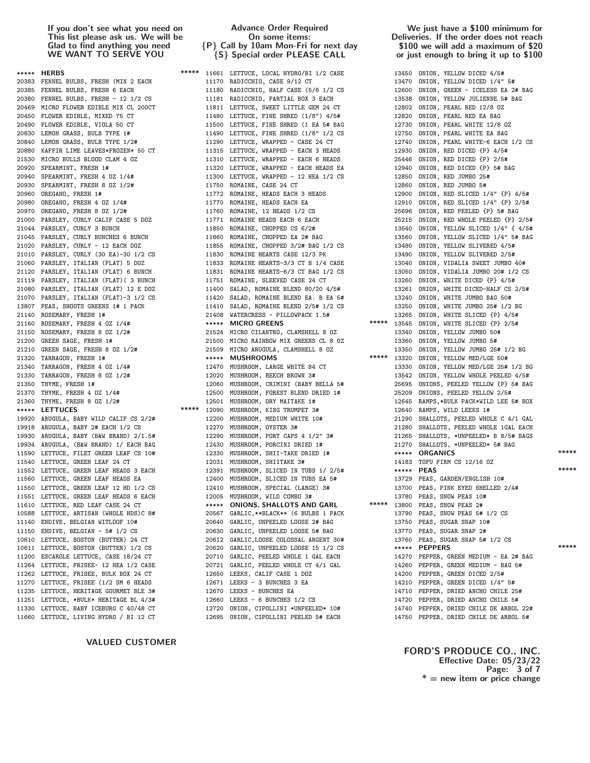If you don't see what you need on This list please ask us. We will be Glad to find anything you need **WE WANT TO SERVE YOU**

Advance Order Required On some items: {P} Call by 10am Mon-Fri for next day {S} Special order **PLEASE CALL**

We just have a $100 minimum for Deliveries. If the order does not reach $100 we will add a maximum of $20 or just enough to bring it up to $100

## ***** HERBS *****

- 20383 FENNEL BULBS, FRESH (MIN 2 EACH
- 20385 FENNEL BULBS, FRESH 6 EACH
- 20380 FENNEL BULBS, FRESH - 12 1/2 CS
- 20469 MICRO FLOWER EDIBLE MIX CL 200CT
- 20450 FLOWER EDIBLE, MIXED 75 CT
- 20490 FLOWER EDIBLE, VIOLA 50 CT
- 20830 LEMON GRASS, BULB TYPE 1#
- 20840 LEMON GRASS, BULB TYPE 1/2#
- 20880 KAFFIR LIME LEAVES*FROZEN* 50 CT
- 21530 MICRO BULLS BLOOD CLAM 4 OZ
- 20920 SPEARMINT, FRESH 1#
- 20940 SPEARMINT, FRESH 4 OZ 1/4#
- 20930 SPEARMINT, FRESH 8 OZ 1/2#
- 20960 OREGANO, FRESH 1#
- 20980 OREGANO, FRESH 4 OZ 1/4#
- 20970 OREGANO, FRESH 8 OZ 1/2#
- 21000 PARSLEY, CURLY CALIF CASE 5 DOZ
- 21044 PARSLEY, CURLY 3 BUNCH
- 21045 PARSLEY, CURLY BUNCHES 6 BUNCH
- 21020 PARSLEY, CURLY - 12 EACH DOZ
- 21010 PARSLEY, CURLY (30 EA)-30 1/2 CS
- 21060 PARSLEY, ITALIAN (FLAT) 5 DOZ
- 21120 PARSLEY, ITALIAN (FLAT) 6 BUNCH
- 21119 PARSLEY, ITALIAN (FLAT)( 3 BUNCH
- 21080 PARSLEY, ITALIAN (FLAT) 12 E DOZ
- 21070 PARSLEY, ITALIAN (FLAT)-3 1/2 CS
- 13807 PEAS, SHOOTS GREENS 1# 1 PACK
- 21140 ROSEMARY, FRESH 1#
- 21160 ROSEMARY, FRESH 4 OZ 1/4#
- 21150 ROSEMARY, FRESH 8 OZ 1/2#
- 21200 GREEN SAGE, FRESH 1#
- 21210 GREEN SAGE, FRESH 8 OZ 1/2#
- 21320 TARRAGON, FRESH 1#
- 21340 TARRAGON, FRESH 4 OZ 1/4#
- 21330 TARRAGON, FRESH 8 OZ 1/2#
- 21350 THYME, FRESH 1#
- 21370 THYME, FRESH 4 OZ 1/4#
- 21360 THYME, FRESH 8 OZ 1/2#

## ***** LETTUCES *****

- 19920 ARUGULA, BABY WILD CALIF CS 2/2#
- 19918 ARUGULA, BABY 2# EACH 1/2 CS
- 19930 ARUGULA, BABY (B&W BRAND) 2/1.5#
- 19934 ARUGULA, (B&W BRAND) 1/ EACH BAG
- 11590 LETTUCE, FILET GREEN LEAF CS 10#
- 11540 LETTUCE, GREEN LEAF 24 CT
- 11552 LETTUCE, GREEN LEAF HEADS 3 EACH
- 11560 LETTUCE, GREEN LEAF HEADS EA
- 11550 LETTUCE, GREEN LEAF 12 HD 1/2 CS
- 11551 LETTUCE, GREEN LEAF HEADS 6 EACH
- 11610 LETTUCE, RED LEAF CASE 24 CT
- 10588 LETTUCE, ARTISAN (WHOLE HDS)C 8#
- 11140 ENDIVE, BELGIAN WITLOOF 10#
- 11150 ENDIVE, BELGIAN - 5# 1/2 CS
- 10610 LETTUCE, BOSTON (BUTTER) 24 CT
- 10611 LETTUCE, BOSTON (BUTTER) 1/2 CS
- 11200 ESCAROLE LETTUCE, CASE 18/24 CT
- 11264 LETTUCE, FRISEE- 12 HEA 1/2 CASE
- 11262 LETTUCE, FRISEE, BULK BOX 24 CT
- 11270 LETTUCE, FRISEE (1/2 SM 6 HEADS
- 11235 LETTUCE, HERITAGE GOURMET BLE 3#
- 11251 LETTUCE, *BULK* HERITAGE BL 4/3#
- 11330 LETTUCE, BABY ICEBURG C 40/48 CT
- 11660 LETTUCE, LIVING HYDRO / BI 12 CT
- 11661 LETTUCE, LOCAL HYDRO/BI 1/2 CASE
- 11170 RADICCHIO, CASE 9/12 CT
- 11180 RADICCHIO, HALF CASE (5/6 1/2 CS
- 11181 RADICCHIO, PARTIAL BOX 3 EACH
- 11811 LETTUCE, SWEET LITTLE GEM 24 CT
- 11480 LETTUCE, FINE SHRED (1/8") 4/5#
- 11500 LETTUCE, FINE SHRED (1 EA 5# BAG
- 11490 LETTUCE, FINE SHRED (1/8" 1/2 CS
- 11290 LETTUCE, WRAPPED - CASE 24 CT
- 11315 LETTUCE, WRAPPED - EACH 3 HEADS
- 11310 LETTUCE, WRAPPED - EACH 6 HEADS
- 11320 LETTUCE, WRAPPED - EACH HEADS EA
- 11300 LETTUCE, WRAPPED - 12 HEA 1/2 CS
- 11750 ROMAINE, CASE 24 CT
- 11772 ROMAINE, HEADS EACH 3 HEADS
- 11770 ROMAINE, HEADS EACH EA
- 11760 ROMAINE, 12 HEADS 1/2 CS
- 11771 ROMAINE HEADS EACH 6 EACH
- 11850 ROMAINE, CHOPPED CS 6/2#
- 11860 ROMAINE, CHOPPED EA 2# BAG
- 11855 ROMAINE, CHOPPED 3/2# BAG 1/2 CS
- 11830 ROMAINE HEARTS CASE 12/3 PK
- 11833 ROMAINE HEARTS-3/3 CT B 1/4 CASE
- 11831 ROMAINE HEARTS-6/3 CT BAG 1/2 CS
- 11751 ROMAINE, SLEEVED CASE 24 CT
- 11400 SALAD, ROMAINE BLEND 80/20 4/5#
- 11420 SALAD, ROMAINE BLEND EA. B EA 5#
- 11410 SALAD, ROMAINE BLEND 2/5# 1/2 CS
- 21408 WATERCRESS - PILLOWPACK 1.5#

## ***** MICRO GREENS *****

- 21524 MICRO CILANTRO, CLAMSHELL 8 OZ
- 21500 MICRO RAINBOW MIX GREENS CL 8 OZ
- 21509 MICRO ARUGULA, CLAMSHELL 8 OZ

## ***** MUSHROOMS *****

- 12470 MUSHROOM, LARGE WHITE 84 CT
- 12020 MUSHROOM, BEECH BROWN 3#
- 12060 MUSHROOM, CRIMINI (BABY BELLA 5#
- 12500 MUSHROOM, FOREST BLEND DRIED 1#
- 12501 MUSHROOM, DRY MAITAKE 1#
- 12090 MUSHROOM, KING TRUMPET 3#
- 12200 MUSHROOM, MEDIUM WHITE 10#
- 12270 MUSHROOM, OYSTER 3#
- 12290 MUSHROOM, PORT CAPS 4 1/2" 3#
- 12430 MUSHROOM, PORCINI DRIED 1#
- 12330 MUSHROOM, SHII-TAKE DRIED 1#
- 12031 MUSHROOM, SHIITAKE 3#
- 12391 MUSHROOM, SLICED IN TUBS 1/ 2/5#
- 12400 MUSHROOM, SLICED IN TUBS EA 5#
- 12410 MUSHROOM, SPECIAL (LARGE) 3#
- 12005 MUSHROOM, WILD COMBO 3#

## ***** ONIONS, SHALLOTS AND GARL *****

- 20567 GARLIC,**BLACK** (6 BULBS 1 PACK
- 20640 GARLIC, UNPEELED LOOSE 2# BAG
- 20630 GARLIC, UNPEELED LOOSE 5# BAG
- 20612 GARLIC,LOOSE COLOSSAL ARGENT 30#
- 20620 GARLIC, UNPEELED LOOSE 15 1/2 CS
- 20710 GARLIC, PEELED WHOLE 1 GAL EACH
- 20721 GARLIC, PEELED WHOLE CT 4/1 GAL
- 12650 LEEKS, CALIF CASE 1 DOZ
- 12671 LEEKS - 3 BUNCHES 3 EA
- 12670 LEEKS - BUNCHES EA
- 12660 LEEKS - 6 BUNCHES 1/2 CS
- 12720 ONION, CIPOLLINI *UNPEELED* 10#
- 12695 ONION, CIPOLLINI PEELED 5# EACH
- 13450 ONION, YELLOW DICED 4/5#
- 13470 ONION, YELLOW DICED 1/4" 5#
- 12600 ONION, GREEN - ICELESS EA 2# BAG
- 13538 ONION, YELLOW JULIENNE 5# BAG
- 12802 ONION, PEARL RED 12/8 OZ
- 12820 ONION, PEARL RED EA BAG
- 12730 ONION, PEARL WHITE 12/8 OZ
- 12750 ONION, PEARL WHITE EA BAG
- 12740 ONION, PEARL WHITE-6 EACH 1/2 CS
- 12930 ONION, RED DICED {P} 4/5#
- 25446 ONION, RED DICED {P} 2/5#
- 12940 ONION, RED DICED {P} 5# BAG
- 12850 ONION, RED JUMBO 25#
- 12860 ONION, RED JUMBO 5#
- 12900 ONION, RED SLICED 1/4" {P} 4/5#
- 12910 ONION, RED SLICED 1/4" {P} 2/5#
- 25696 ONION, RED PEELED {P} 5# BAG
- 25215 ONION, RED WHOLE PEELED {P} 2/5#
- 13540 ONION, YELLOW SLICED 1/4" { 4/5#
- 13560 ONION, YELLOW SLICED 1/4" 5# BAG
- 13480 ONION, YELLOW SLIVERED 4/5#
- 13490 ONION, YELLOW SLIVERED 2/5#
- 13040 ONION, VIDALIA SWEET JUMBO 40#
- 13050 ONION, VIDALIA JUMBO 20# 1/2 CS
- 13260 ONION, WHITE DICED {P} 4/5#
- 13261 ONION, WHITE DICED-HALF CS 2/5#
- 13240 ONION, WHITE JUMBO BAG 50#
- 13250 ONION, WHITE JUMBO 25# 1/2 BG
- 13265 ONION, WHITE SLICED {P} 4/5#
- 13545 ONION, WHITE SLICED {P} 2/5#
- 13340 ONION, YELLOW JUMBO 50#
- 13360 ONION, YELLOW JUMBO 5#
- 13350 ONION, YELLOW JUMBO 25# 1/2 BG
- 13320 ONION, YELLOW MED/LGE 50#
- 13330 ONION, YELLOW MED/LGE 25# 1/2 BG
- 13542 ONION, YELLOW WHOLE PEELED 4/5#
- 25695 ONIONS, PEELED YELLOW {P} 5# BAG
- 25209 ONIONS, PEELED YELLOW 2/5#
- 12645 RAMPS,*BULK PACK*WILD LEE 5# BOX
- 12640 RAMPS, WILD LEEKS 1#
- 21290 SHALLOTS, PEELED WHOLE C 4/1 GAL
- 21280 SHALLOTS, PEELED WHOLE 1GAL EACH
- 21265 SHALLOTS, *UNPEELED* B 8/5# BAGS
- 21270 SHALLOTS, *UNPEELED* 5# BAG

## ***** ORGANICS *****

- 14183 TOFU FIRM CS 12/16 OZ

## ***** PEAS *****

- 13729 PEAS, GARDEN/ENGLISH 10#
- 13700 PEAS, PINK EYED SHELLED 2/4#
- 13780 PEAS, SNOW PEAS 10#
- 13800 PEAS, SNOW PEAS 2#
- 13790 PEAS, SNOW PEAS 5# 1/2 CS
- 13750 PEAS, SUGAR SNAP 10#
- 13770 PEAS, SUGAR SNAP 2#
- 13760 PEAS, SUGAR SNAP 5# 1/2 CS

## ***** PEPPERS *****

- 14270 PEPPER, GREEN MEDIUM - EA 2# BAG
- 14260 PEPPER, GREEN MEDIUM - BAG 5#
- 14200 PEPPER, GREEN DICED 2/5#
- 14210 PEPPER, GREEN DICED 1/4" 5#
- 14710 PEPPER, DRIED ANCHO CHILE 25#
- 14720 PEPPER, DRIED ANCHO CHILE 5#
- 14740 PEPPER, DRIED CHILE DE ARBOL 22#
- 14750 PEPPER, DRIED CHILE DE ARBOL 5#

**VALUED CUSTOMER**

**FORD'S PRODUCE CO., INC.**
**Effective Date: 05/23/22**
**\* = new item or price change**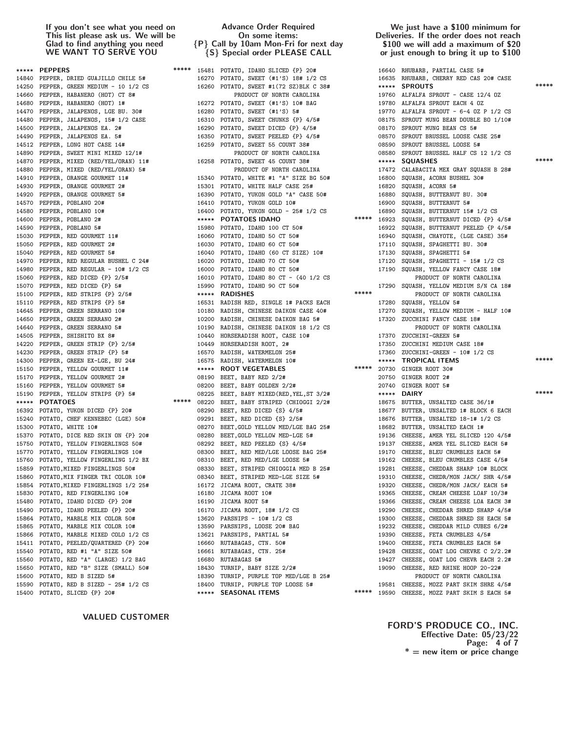If you don't see what you need on This list please ask us. We will be Glad to find anything you need **WE WANT TO SERVE YOU**

Advance Order Required On some items: {P} Call by 10am Mon-Fri for next day {S} Special order PLEASE CALL

We just have a $100 minimum for Deliveries. If the order does not reach $100 we will add a maximum of $20 or just enough to bring it up to $100

```
***** PEPPERS                              *****
14840 PEPPER, DRIED GUAJILLO CHILE 5#
14250 PEPPER, GREEN MEDIUM - 10 1/2 CS
14660 PEPPER, HABANERO (HOT) CT 8#
14680 PEPPER, HABANERO (HOT) 1#
14470 PEPPER, JALAPENOS, LGE BU. 30#
14480 PEPPER, JALAPENOS, 15# 1/2 CASE
14500 PEPPER, JALAPENOS EA. 2#
14490 PEPPER, JALAPENOS EA. 5#
14512 PEPPER, LONG HOT CASE 14#
14890 PEPPER, SWEET MINI MIXED 12/1#
14870 PEPPER, MIXED (RED/YEL/ORAN) 11#
14880 PEPPER, MIXED (RED/YEL/ORAN) 5#
14910 PEPPER, ORANGE GOURMET 11#
14930 PEPPER, ORANGE GOURMET 2#
14920 PEPPER, ORANGE GOURMET 5#
14570 PEPPER, POBLANO 20#
14580 PEPPER, POBLANO 10#
14600 PEPPER, POBLANO 2#
14590 PEPPER, POBLANO 5#
15030 PEPPER, RED GOURMET 11#
15050 PEPPER, RED GOURMET 2#
15040 PEPPER, RED GOURMET 5#
14970 PEPPER, RED REGULAR BUSHEL C 24#
14980 PEPPER, RED REGULAR - 10# 1/2 CS
15060 PEPPER, RED DICED {P} 2/5#
15070 PEPPER, RED DICED {P} 5#
15100 PEPPER, RED STRIPS {P} 2/5#
15110 PEPPER, RED STRIPS {P} 5#
14645 PEPPER, GREEN SERRANO 10#
14650 PEPPER, GREEN SERRANO 2#
14640 PEPPER, GREEN SERRANO 5#
14505 PEPPER, SHISHITO BX 8#
14220 PEPPER, GREEN STRIP {P} 2/5#
14230 PEPPER, GREEN STRIP {P} 5#
14300 PEPPER, GREEN EX-LGE, BU 24#
15150 PEPPER, YELLOW GOURMET 11#
15170 PEPPER, YELLOW GOURMET 2#
15160 PEPPER, YELLOW GOURMET 5#
15190 PEPPER, YELLOW STRIPS {P} 5#
***** POTATOES                             *****
16392 POTATO, YUKON DICED {P} 20#
15240 POTATO, CHEF KENNEBEC (LGE) 50#
15300 POTATO, WHITE 10#
15370 POTATO, DICE RED SKIN ON {P} 20#
15750 POTATO, YELLOW FINGERLINGS 50#
15770 POTATO, YELLOW FINGERLINGS 10#
15760 POTATO, YELLOW FINGERLING 1/2 BX
15859 POTATO,MIXED FINGERLINGS 50#
15860 POTATO,MIX FINGER TRI COLOR 10#
15854 POTATO,MIXED FINGERLINGS 1/2 25#
15830 POTATO, RED FINGERLING 10#
15480 POTATO, IDAHO DICED {P} 20#
15490 POTATO, IDAHO PEELED {P} 20#
15864 POTATO, MARBLE MIX COLOR 50#
15865 POTATO, MARBLE MIX COLOR 10#
15866 POTATO, MARBLE MIXED COLO 1/2 CS
15411 POTATO, PEELED/QUARTERED {P} 20#
15540 POTATO, RED #1 "A" SIZE 50#
15560 POTATO, RED "A" (LARGE) 1/2 BAG
15650 POTATO, RED "B" SIZE (SMALL) 50#
15600 POTATO, RED B SIZED 5#
15590 POTATO, RED B SIZED - 25# 1/2 CS
15400 POTATO, SLICED {P} 20#
15481 POTATO, IDAHO SLICED {P} 20#
16270 POTATO, SWEET (#1'S) 18# 1/2 CS
16260 POTATO, SWEET #1(72 SZ)BLK C 38#
         PRODUCT OF NORTH CAROLINA
16272 POTATO, SWEET (#1'S) 10# BAG
16280 POTATO, SWEET (#1'S) 5#
16310 POTATO, SWEET CHUNKS {P} 4/5#
16290 POTATO, SWEET DICED {P} 4/5#
16350 POTATO, SWEET PEELED {P} 4/5#
16259 POTATO, SWEET 55 COUNT 38#
         PRODUCT OF NORTH CAROLINA
16258 POTATO, SWEET 45 COUNT 38#
         PRODUCT OF NORTH CAROLINA
15340 POTATO, WHITE #1 "A" SIZE BG 50#
15301 POTATO, WHITE HALF CASE 25#
16390 POTATO, YUKON GOLD "A" CASE 50#
16410 POTATO, YUKON GOLD 10#
16400 POTATO, YUKON GOLD - 25# 1/2 CS
***** POTATOES IDAHO                       *****
15980 POTATO, IDAHO 100 CT 50#
16060 POTATO, IDAHO 50 CT 50#
16030 POTATO, IDAHO 60 CT 50#
16040 POTATO, IDAHO (60 CT SIZE) 10#
16020 POTATO, IDAHO 70 CT 50#
16000 POTATO, IDAHO 80 CT 50#
16010 POTATO, IDAHO 80 CT - (40 1/2 CS
15990 POTATO, IDAHO 90 CT 50#
***** RADISHES                             *****
16531 RADISH RED, SINGLE 1# PACKS EACH
10180 RADISH, CHINESE DAIKON CASE 40#
10200 RADISH, CHINESE DAIKON BAG 5#
10190 RADISH, CHINESE DAIKON 18 1/2 CS
10440 HORSERADISH ROOT, CASE 10#
10449 HORSERADISH ROOT, 2#
16570 RADISH, WATERMELON 25#
16575 RADISH, WATERMELON 10#
***** ROOT VEGETABLES                      *****
08190 BEET, BABY RED 2/2#
08200 BEET, BABY GOLDEN 2/2#
08225 BEET, BABY MIXED(RED,YEL,ST 3/2#
08220 BEET, BABY STRIPED (CHIOGGI 2/2#
08290 BEET, RED DICED {S} 4/5#
09291 BEET, RED DICED {S} 2/5#
08270 BEET,GOLD YELLOW MED/LGE BAG 25#
08280 BEET,GOLD YELLOW MED-LGE 5#
08292 BEET, RED PEELED {S} 4/5#
08300 BEET, RED MED/LGE LOOSE BAG 25#
08310 BEET, RED MED/LGE LOOSE 5#
08330 BEET, STRIPED CHIOGGIA MED B 25#
08340 BEET, STRIPED MED-LGE SIZE 5#
16172 JICAMA ROOT, CRATE 38#
16180 JICAMA ROOT 10#
16190 JICAMA ROOT 5#
16170 JICAMA ROOT, 18# 1/2 CS
13620 PARSNIPS - 10# 1/2 CS
13590 PARSNIPS, LOOSE 20# BAG
13621 PARSNIPS, PARTIAL 5#
16660 RUTABAGAS, CTN. 50#
16661 RUTABAGAS, CTN. 25#
16680 RUTABAGAS 5#
18430 TURNIP, BABY SIZE 2/2#
18390 TURNIP, PURPLE TOP MED/LGE B 25#
18400 TURNIP, PURPLE TOP LOOSE 5#
***** SEASONAL ITEMS                       *****
16640 RHUBARB, PARTIAL CASE 5#
16635 RHUBARB, CHERRY RED CAS 20# CASE
***** SPROUTS                              *****
19760 ALFALFA SPROUT - CASE 12/4 OZ
19780 ALFALFA SPROUT EACH 4 OZ
19770 ALFALFA SPROUT - 6-4 OZ P 1/2 CS
08175 SPROUT MUNG BEAN DOUBLE BO 1/10#
08170 SPROUT MUNG BEAN CS 5#
08570 SPROUT BRUSSEL LOOSE CASE 25#
08590 SPROUT BRUSSEL LOOSE 5#
08580 SPROUT BRUSSEL HALF CS 12 1/2 CS
***** SQUASHES                             *****
17472 CALABACITA MEX GRAY SQUASH B 28#
16800 SQUASH, ACORN BUSHEL 30#
16820 SQUASH, ACORN 5#
16880 SQUASH, BUTTERNUT BU. 30#
16900 SQUASH, BUTTERNUT 5#
16890 SQUASH, BUTTERNUT 15# 1/2 CS
16923 SQUASH, BUTTERNUT DICED {P} 4/5#
16922 SQUASH, BUTTERNUT PEELED {P 4/5#
16940 SQUASH, CHAYOTE, (LGE CASE) 35#
17110 SQUASH, SPAGHETTI BU. 30#
17130 SQUASH, SPAGHETTI 5#
17120 SQUASH, SPAGHETTI - 15# 1/2 CS
17190 SQUASH, YELLOW FANCY CASE 18#
         PRODUCT OF NORTH CAROLINA
17290 SQUASH, YELLOW MEDIUM S/N CA 18#
         PRODUCT OF NORTH CAROLINA
17280 SQUASH, YELLOW 5#
17270 SQUASH, YELLOW MEDIUM - HALF 10#
17320 ZUCCHINI FANCY CASE 18#
         PRODUCT OF NORTH CAROLINA
17370 ZUCCHINI-GREEN 5#
17350 ZUCCHINI MEDIUM CASE 18#
17360 ZUCCHINI-GREEN - 10# 1/2 CS
***** TROPICAL ITEMS                       *****
20730 GINGER ROOT 30#
20750 GINGER ROOT 2#
20740 GINGER ROOT 5#
***** DAIRY                                *****
18675 BUTTER, UNSALTED CASE 36/1#
18677 BUTTER, UNSALTED 1# BLOCK 6 EACH
18676 BUTTER, UNSALTED 18-1# 1/2 CS
18682 BUTTER, UNSALTED EACH 1#
19136 CHEESE, AMER YEL SLICED 120 4/5#
19137 CHEESE, AMER YEL SLICED EACH 5#
19170 CHEESE, BLEU CRUMBLES EACH 5#
19162 CHEESE, BLEU CRUMBLES CASE 4/5#
19281 CHEESE, CHEDDAR SHARP 10# BLOCK
19310 CHEESE, CHEDR/MON JACK/ SHR 4/5#
19320 CHEESE, CHEDR/MON JACK/ EACH 5#
19365 CHEESE, CREAM CHEESE LOAF 10/3#
19366 CHEESE, CREAM CHEESE LOA EACH 3#
19290 CHEESE, CHEDDAR SHRED SHARP 4/5#
19300 CHEESE, CHEDDAR SHRED SH EACH 5#
19232 CHEESE, CHEDDAR MILD CUBES 6/2#
19390 CHEESE, FETA CRUMBLES 4/5#
19400 CHEESE, FETA CRUMBLES EACH 5#
19428 CHEESE, GOAT LOG CHEVRE C 2/2.2#
19427 CHEESE, GOAT LOG CHEVR EACH 2.2#
19090 CHEESE, RED RHINE HOOP 20-22#
         PRODUCT OF NORTH CAROLINA
19581 CHEESE, MOZZ PART SKIM SHRE 4/5#
19590 CHEESE, MOZZ PART SKIM S EACH 5#
```

VALUED CUSTOMER

**FORD'S PRODUCE CO., INC.**
Effective Date: 05/23/22
* = new item or price change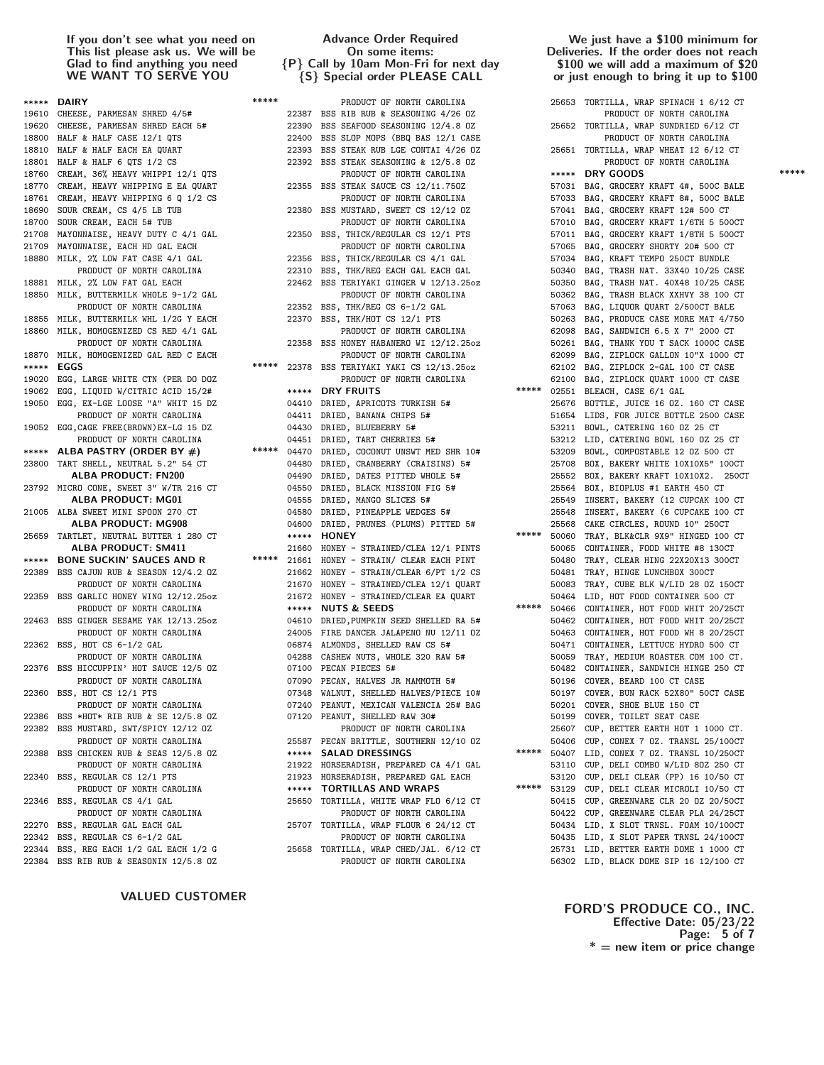**If you don't see what you need on This list please ask us. We will be Glad to find anything you need WE WANT TO SERVE YOU**

**Advance Order Required On some items: {P} Call by 10am Mon-Fri for next day {S} Special order PLEASE CALL**

**We just have a $100 minimum for Deliveries. If the order does not reach $100 we will add a maximum of $20 or just enough to bring it up to $100**

***** **DAIRY** *****

19610 CHEESE, PARMESAN SHRED 4/5#
19620 CHEESE, PARMESAN SHRED EACH 5#
18800 HALF & HALF CASE 12/1 QTS
18810 HALF & HALF EACH EA QUART
18801 HALF & HALF 6 QTS 1/2 CS
18760 CREAM, 36% HEAVY WHIPPI 12/1 QTS
18770 CREAM, HEAVY WHIPPING E EA QUART
18761 CREAM, HEAVY WHIPPING 6 Q 1/2 CS
18690 SOUR CREAM, CS 4/5 LB TUB
18700 SOUR CREAM, EACH 5# TUB
21708 MAYONNAISE, HEAVY DUTY C 4/1 GAL
21709 MAYONNAISE, EACH HD GAL EACH
18880 MILK, 2% LOW FAT CASE 4/1 GAL
PRODUCT OF NORTH CAROLINA
18881 MILK, 2% LOW FAT GAL EACH
18850 MILK, BUTTERMILK WHOLE 9-1/2 GAL
PRODUCT OF NORTH CAROLINA
18855 MILK, BUTTERMILK WHL 1/2G Y EACH
18860 MILK, HOMOGENIZED CS RED 4/1 GAL
PRODUCT OF NORTH CAROLINA
18870 MILK, HOMOGENIZED GAL RED C EACH

***** **EGGS** *****

19020 EGG, LARGE WHITE CTN (PER DO DOZ
19062 EGG, LIQUID W/CITRIC ACID 15/2#
19050 EGG, EX-LGE LOOSE "A" WHIT 15 DZ
PRODUCT OF NORTH CAROLINA
19052 EGG,CAGE FREE(BROWN)EX-LG 15 DZ
PRODUCT OF NORTH CAROLINA

***** **ALBA PASTRY (ORDER BY #)** *****

23800 TART SHELL, NEUTRAL 5.2" 54 CT
**ALBA PRODUCT: FN200**
23792 MICRO CONE, SWEET 3" W/TR 216 CT
**ALBA PRODUCT: MG01**
21005 ALBA SWEET MINI SPOON 270 CT
**ALBA PRODUCT: MG908**
25659 TARTLET, NEUTRAL BUTTER 1 280 CT
**ALBA PRODUCT: SM411**

***** **BONE SUCKIN' SAUCES AND R** *****

22389 BSS CAJUN RUB & SEASON 12/4.2 OZ
PRODUCT OF NORTH CAROLINA
22359 BSS GARLIC HONEY WING 12/12.25oz
PRODUCT OF NORTH CAROLINA
22463 BSS GINGER SESAME YAK 12/13.25oz
PRODUCT OF NORTH CAROLINA
22362 BSS, HOT CS 6-1/2 GAL
PRODUCT OF NORTH CAROLINA
22376 BSS HICCUPPIN' HOT SAUCE 12/5 OZ
PRODUCT OF NORTH CAROLINA
22360 BSS, HOT CS 12/1 PTS
PRODUCT OF NORTH CAROLINA
22386 BSS *HOT* RIB RUB & SE 12/5.8 OZ
22382 BSS MUSTARD, SWT/SPICY 12/12 OZ
PRODUCT OF NORTH CAROLINA
22388 BSS CHICKEN RUB & SEAS 12/5.8 OZ
PRODUCT OF NORTH CAROLINA
22340 BSS, REGULAR CS 12/1 PTS
PRODUCT OF NORTH CAROLINA
22346 BSS, REGULAR CS 4/1 GAL
PRODUCT OF NORTH CAROLINA
22270 BSS, REGULAR GAL EACH GAL
22342 BSS, REGULAR CS 6-1/2 GAL
22344 BSS, REG EACH 1/2 GAL EACH 1/2 G
22384 BSS RIB RUB & SEASONIN 12/5.8 OZ
PRODUCT OF NORTH CAROLINA
22387 BSS RIB RUB & SEASONING 4/26 OZ
22390 BSS SEAFOOD SEASONING 12/4.8 OZ
22400 BSS SLOP MOPS (BBQ BAS 12/1 CASE
22393 BSS STEAK RUB LGE CONTAI 4/26 OZ
22392 BSS STEAK SEASONING & 12/5.8 OZ
PRODUCT OF NORTH CAROLINA
22355 BSS STEAK SAUCE CS 12/11.75OZ
PRODUCT OF NORTH CAROLINA
22380 BSS MUSTARD, SWEET CS 12/12 OZ
PRODUCT OF NORTH CAROLINA
22350 BSS, THICK/REGULAR CS 12/1 PTS
PRODUCT OF NORTH CAROLINA
22356 BSS, THICK/REGULAR CS 4/1 GAL
22310 BSS, THK/REG EACH GAL EACH GAL
22462 BSS TERIYAKI GINGER W 12/13.25oz
PRODUCT OF NORTH CAROLINA
22352 BSS, THK/REG CS 6-1/2 GAL
22370 BSS, THK/HOT CS 12/1 PTS
PRODUCT OF NORTH CAROLINA
22358 BSS HONEY HABANERO WI 12/12.25oz
PRODUCT OF NORTH CAROLINA
22378 BSS TERIYAKI YAKI CS 12/13.25oz
PRODUCT OF NORTH CAROLINA

***** **DRY FRUITS** *****

04410 DRIED, APRICOTS TURKISH 5#
04411 DRIED, BANANA CHIPS 5#
04430 DRIED, BLUEBERRY 5#
04451 DRIED, TART CHERRIES 5#
04470 DRIED, COCONUT UNSWT MED SHR 10#
04480 DRIED, CRANBERRY (CRAISINS) 5#
04490 DRIED, DATES PITTED WHOLE 5#
04550 DRIED, BLACK MISSION FIG 5#
04555 DRIED, MANGO SLICES 5#
04580 DRIED, PINEAPPLE WEDGES 5#
04600 DRIED, PRUNES (PLUMS) PITTED 5#

***** **HONEY** *****

21660 HONEY - STRAINED/CLEA 12/1 PINTS
21661 HONEY - STRAIN/ CLEAR EACH PINT
21662 HONEY - STRAIN/CLEAR 6/PT 1/2 CS
21670 HONEY - STRAINED/CLEA 12/1 QUART
21672 HONEY - STRAINED/CLEAR EA QUART

***** **NUTS & SEEDS** *****

04610 DRIED,PUMPKIN SEED SHELLED RA 5#
24005 FIRE DANCER JALAPENO NU 12/11 OZ
06874 ALMONDS, SHELLED RAW CS 5#
04288 CASHEW NUTS, WHOLE 320 RAW 5#
07100 PECAN PIECES 5#
07090 PECAN, HALVES JR MAMMOTH 5#
07348 WALNUT, SHELLED HALVES/PIECE 10#
07240 PEANUT, MEXICAN VALENCIA 25# BAG
07120 PEANUT, SHELLED RAW 30#
PRODUCT OF NORTH CAROLINA
25587 PECAN BRITTLE, SOUTHERN 12/10 OZ

***** **SALAD DRESSINGS** *****

21922 HORSERADISH, PREPARED CA 4/1 GAL
21923 HORSERADISH, PREPARED GAL EACH

***** **TORTILLAS AND WRAPS** *****

25650 TORTILLA, WHITE WRAP FLO 6/12 CT
PRODUCT OF NORTH CAROLINA
25707 TORTILLA, WRAP FLOUR 6 24/12 CT
PRODUCT OF NORTH CAROLINA
25658 TORTILLA, WRAP CHED/JAL. 6/12 CT
PRODUCT OF NORTH CAROLINA
25653 TORTILLA, WRAP SPINACH 1 6/12 CT
PRODUCT OF NORTH CAROLINA
25652 TORTILLA, WRAP SUNDRIED 6/12 CT
PRODUCT OF NORTH CAROLINA
25651 TORTILLA, WRAP WHEAT 12 6/12 CT
PRODUCT OF NORTH CAROLINA

***** **DRY GOODS** *****

57031 BAG, GROCERY KRAFT 4#, 500C BALE
57033 BAG, GROCERY KRAFT 8#, 500C BALE
57041 BAG, GROCERY KRAFT 12# 500 CT
57010 BAG, GROCERY KRAFT 1/6TH 5 500CT
57011 BAG, GROCERY KRAFT 1/8TH 5 500CT
57065 BAG, GROCERY SHORTY 20# 500 CT
57034 BAG, KRAFT TEMPO 250CT BUNDLE
50340 BAG, TRASH NAT. 33X40 10/25 CASE
50350 BAG, TRASH NAT. 40X48 10/25 CASE
50362 BAG, TRASH BLACK XXHVY 38 100 CT
57063 BAG, LIQUOR QUART 2/500CT BALE
50263 BAG, PRODUCE CASE MORE MAT 4/750
62098 BAG, SANDWICH 6.5 X 7" 2000 CT
50261 BAG, THANK YOU T SACK 1000C CASE
62099 BAG, ZIPLOCK GALLON 10"X 1000 CT
62102 BAG, ZIPLOCK 2-GAL 100 CT CASE
62100 BAG, ZIPLOCK QUART 1000 CT CASE
02551 BLEACH, CASE 6/1 GAL
25676 BOTTLE, JUICE 16 OZ. 160 CT CASE
51654 LIDS, FOR JUICE BOTTLE 2500 CASE
53211 BOWL, CATERING 160 OZ 25 CT
53212 LID, CATERING BOWL 160 OZ 25 CT
53209 BOWL, COMPOSTABLE 12 OZ 500 CT
25708 BOX, BAKERY WHITE 10X10X5" 100CT
25552 BOX, BAKERY KRAFT 10X10X2. 250CT
25564 BOX, BIOPLUS #1 EARTH 450 CT
25549 INSERT, BAKERY (12 CUPCAK 100 CT
25548 INSERT, BAKERY (6 CUPCAKE 100 CT
25568 CAKE CIRCLES, ROUND 10" 250CT
50060 TRAY, BLK&CLR 9X9" HINGED 100 CT
50065 CONTAINER, FOOD WHITE #8 130CT
50480 TRAY, CLEAR HING 22X20X13 300CT
50481 TRAY, HINGE LUNCHBOX 300CT
50083 TRAY, CUBE BLK W/LID 28 OZ 150CT
50464 LID, HOT FOOD CONTAINER 500 CT
50466 CONTAINER, HOT FOOD WHIT 20/25CT
50462 CONTAINER, HOT FOOD WHIT 20/25CT
50463 CONTAINER, HOT FOOD WH 8 20/25CT
50471 CONTAINER, LETTUCE HYDRO 500 CT
50059 TRAY, MEDIUM ROASTER COM 100 CT.
50482 CONTAINER, SANDWICH HINGE 250 CT
50196 COVER, BEARD 100 CT CASE
50197 COVER, BUN RACK 52X80" 50CT CASE
50201 COVER, SHOE BLUE 150 CT
50199 COVER, TOILET SEAT CASE
25607 CUP, BETTER EARTH HOT 1 1000 CT.
50406 CUP, CONEX 7 OZ. TRANSL 25/100CT
50407 LID, CONEX 7 OZ. TRANSL 10/250CT
53110 CUP, DELI COMBO W/LID 8OZ 250 CT
53120 CUP, DELI CLEAR (PP) 16 10/50 CT
53129 CUP, DELI CLEAR MICROLI 10/50 CT
50415 CUP, GREENWARE CLR 20 OZ 20/50CT
50422 CUP, GREENWARE CLEAR PLA 24/25CT
50434 LID, X SLOT TRNSL. FOAM 10/100CT
50435 LID, X SLOT PAPER TRNSL 24/100CT
25731 LID, BETTER EARTH DOME 1 1000 CT
56302 LID, BLACK DOME SIP 16 12/100 CT

**VALUED CUSTOMER**

**FORD'S PRODUCE CO., INC.**
**Effective Date: 05/23/22**
**\* = new item or price change**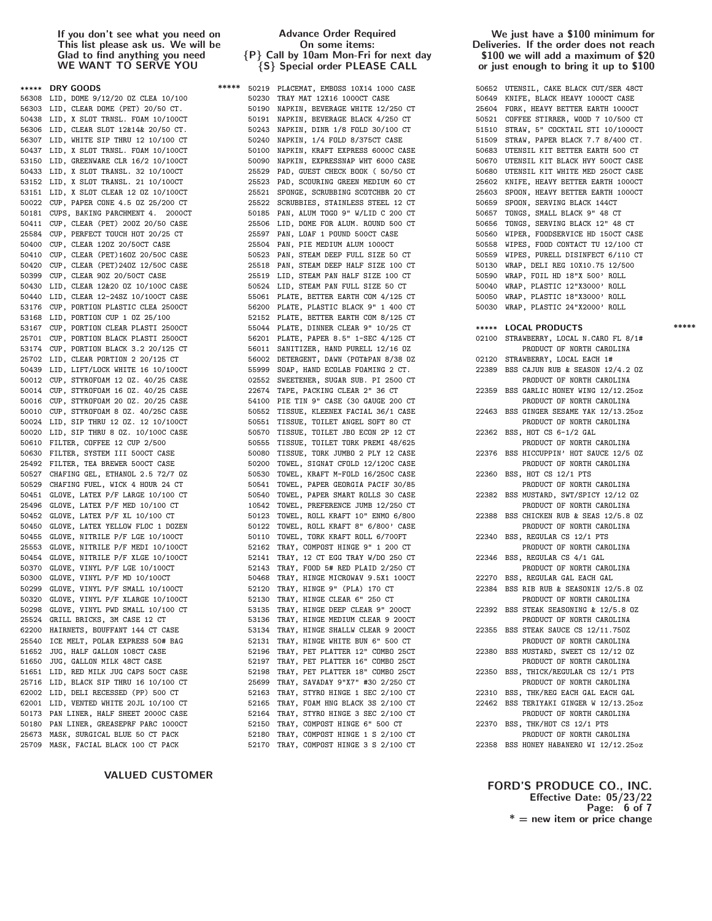**If you don't see what you need on This list please ask us. We will be Glad to find anything you need WE WANT TO SERVE YOU**

**Advance Order Required On some items: {P} Call by 10am Mon-Fri for next day {S} Special order PLEASE CALL**

**We just have a $100 minimum for Deliveries. If the order does not reach $100 we will add a maximum of $20 or just enough to bring it up to $100**

## ***** DRY GOODS *****

```
56308 LID, DOME 9/12/20 OZ CLEA 10/100
56303 LID, CLEAR DOME (PET) 20/50 CT.
50438 LID, X SLOT TRNSL. FOAM 10/100CT
56306 LID, CLEAR SLOT 12&14& 20/50 CT.
56307 LID, WHITE SIP THRU 12 10/100 CT
50437 LID, X SLOT TRNSL. FOAM 10/100CT
53150 LID, GREENWARE CLR 16/2 10/100CT
50433 LID, X SLOT TRANSL. 32 10/100CT
53152 LID, X SLOT TRANSL. 21 10/100CT
53151 LID, X SLOT CLEAR 12 OZ 10/100CT
50022 CUP, PAPER CONE 4.5 OZ 25/200 CT
50181 CUPS, BAKING PARCHMENT 4. 2000CT
50411 CUP, CLEAR (PET) 20OZ 20/50 CASE
25584 CUP, PERFECT TOUCH HOT 20/25 CT
50400 CUP, CLEAR 12OZ 20/50CT CASE
50410 CUP, CLEAR (PET)16OZ 20/50C CASE
50420 CUP, CLEAR (PET)24OZ 12/50C CASE
50399 CUP, CLEAR 9OZ 20/50CT CASE
50430 LID, CLEAR 12&20 OZ 10/100C CASE
50440 LID, CLEAR 12-24SZ 10/100CT CASE
53176 CUP, PORTION PLASTIC CLEA 2500CT
53168 LID, PORTION CUP 1 OZ 25/100
53167 CUP, PORTION CLEAR PLASTI 2500CT
25701 CUP, PORTION BLACK PLASTI 2500CT
53174 CUP, PORTION BLACK 3.2 20/125 CT
25702 LID, CLEAR PORTION 2 20/125 CT
50439 LID, LIFT/LOCK WHITE 16 10/100CT
50012 CUP, STYROFOAM 12 OZ. 40/25 CASE
50014 CUP, STYROFOAM 16 OZ. 40/25 CASE
50016 CUP, STYROFOAM 20 OZ. 20/25 CASE
50010 CUP, STYROFOAM 8 OZ. 40/25C CASE
50024 LID, SIP THRU 12 OZ. 12 10/100CT
50020 LID, SIP THRU 8 OZ. 10/100C CASE
50610 FILTER, COFFEE 12 CUP 2/500
50630 FILTER, SYSTEM III 500CT CASE
25492 FILTER, TEA BREWER 500CT CASE
50527 CHAFING GEL, ETHANOL 2.5 72/7 OZ
50529 CHAFING FUEL, WICK 4 HOUR 24 CT
50451 GLOVE, LATEX P/F LARGE 10/100 CT
25496 GLOVE, LATEX P/F MED 10/100 CT
50452 GLOVE, LATEX P/F XL 10/100 CT
50450 GLOVE, LATEX YELLOW FLOC 1 DOZEN
50455 GLOVE, NITRILE P/F LGE 10/100CT
25553 GLOVE, NITRILE P/F MEDI 10/100CT
50454 GLOVE, NITRILE P/F XLGE 10/100CT
50370 GLOVE, VINYL P/F LGE 10/100CT
50300 GLOVE, VINYL P/F MD 10/100CT
50299 GLOVE, VINYL P/F SMALL 10/100CT
50320 GLOVE, VINYL P/F XLARGE 10/100CT
50298 GLOVE, VINYL PWD SMALL 10/100 CT
25524 GRILL BRICKS, 3M CASE 12 CT
62200 HAIRNETS, BOUFFANT 144 CT CASE
25540 ICE MELT, POLAR EXPRESS 50# BAG
51652 JUG, HALF GALLON 108CT CASE
51650 JUG, GALLON MILK 48CT CASE
51651 LID, RED MILK JUG CAPS 50CT CASE
25716 LID, BLACK SIP THRU 16 10/100 CT
62002 LID, DELI RECESSED (PP) 500 CT
62001 LID, VENTED WHITE 20JL 10/100 CT
50173 PAN LINER, HALF SHEET 2000C CASE
50180 PAN LINER, GREASEPRF PARC 1000CT
25673 MASK, SURGICAL BLUE 50 CT PACK
25709 MASK, FACIAL BLACK 100 CT PACK
50219 PLACEMAT, EMBOSS 10X14 1000 CASE
50230 TRAY MAT 12X16 1000CT CASE
50190 NAPKIN, BEVERAGE WHITE 12/250 CT
50191 NAPKIN, BEVERAGE BLACK 4/250 CT
50243 NAPKIN, DINR 1/8 FOLD 30/100 CT
50240 NAPKIN, 1/4 FOLD 8/375CT CASE
50100 NAPKIN, KRAFT EXPRESS 6000C CASE
50090 NAPKIN, EXPRESSNAP WHT 6000 CASE
25529 PAD, GUEST CHECK BOOK ( 50/50 CT
25523 PAD, SCOURING GREEN MEDIUM 60 CT
25521 SPONGE, SCRUBBING SCOTCHBR 20 CT
25522 SCRUBBIES, STAINLESS STEEL 12 CT
50185 PAN, ALUM TOGO 9" W/LID C 200 CT
25506 LID, DOME FOR ALUM. ROUND 500 CT
25597 PAN, LOAF 1 POUND 500CT CASE
25504 PAN, PIE MEDIUM ALUM 1000CT
50523 PAN, STEAM DEEP FULL SIZE 50 CT
25518 PAN, STEAM DEEP HALF SIZE 100 CT
25519 LID, STEAM PAN HALF SIZE 100 CT
50524 LID, STEAM PAN FULL SIZE 50 CT
55061 PLATE, BETTER EARTH COM 4/125 CT
56200 PLATE, PLASTIC BLACK 9" 1 400 CT
52152 PLATE, BETTER EARTH COM 8/125 CT
55044 PLATE, DINNER CLEAR 9" 10/25 CT
56201 PLATE, PAPER 8.5" 1-SEC 4/125 CT
56011 SANITIZER, HAND PURELL 12/16 OZ
56002 DETERGENT, DAWN (POT&PAN 8/38 OZ
55999 SOAP, HAND ECOLAB FOAMING 2 CT.
02552 SWEETENER, SUGAR SUB. PI 2500 CT
22674 TAPE, PACKING CLEAR 2" 36 CT
54100 PIE TIN 9" CASE (30 GAUGE 200 CT
50552 TISSUE, KLEENEX FACIAL 36/1 CASE
50551 TISSUE, TOILET ANGEL SOFT 80 CT
50570 TISSUE, TOILET JBO ECON 2P 12 CT
50555 TISSUE, TOILET TORK PREMI 48/625
50080 TISSUE, TORK JUMBO 2 PLY 12 CASE
50200 TOWEL, SIGNAT CFOLD 12/120C CASE
50530 TOWEL, KRAFT M-FOLD 16/250C CASE
50541 TOWEL, PAPER GEORGIA PACIF 30/85
50540 TOWEL, PAPER SMART ROLLS 30 CASE
10542 TOWEL, PREFERENCE JUMB 12/250 CT
50123 TOWEL, ROLL KRAFT 10" ENMO 6/800
50122 TOWEL, ROLL KRAFT 8" 6/800' CASE
50110 TOWEL, TORK KRAFT ROLL 6/700FT
52162 TRAY, COMPOST HINGE 9" 1 200 CT
52141 TRAY, 12 CT EGG TRAY W/DO 250 CT
52143 TRAY, FOOD 5# RED PLAID 2/250 CT
50468 TRAY, HINGE MICROWAV 9.5X1 100CT
52120 TRAY, HINGE 9" (PLA) 170 CT
52130 TRAY, HINGE CLEAR 6" 250 CT
53135 TRAY, HINGE DEEP CLEAR 9" 200CT
53136 TRAY, HINGE MEDIUM CLEAR 9 200CT
53134 TRAY, HINGE SHALLW CLEAR 9 200CT
52131 TRAY, HINGE WHITE BUN 6" 500 CT
52196 TRAY, PET PLATTER 12" COMBO 25CT
52197 TRAY, PET PLATTER 16" COMBO 25CT
52198 TRAY, PET PLATTER 18" COMBO 25CT
25699 TRAY, SAVADAY 9"X7" #30 2/250 CT
52163 TRAY, STYRO HINGE 1 SEC 2/100 CT
52165 TRAY, FOAM HNG BLACK 3S 2/100 CT
52164 TRAY, STYRO HINGE 3 SEC 2/100 CT
52150 TRAY, COMPOST HINGE 6" 500 CT
52180 TRAY, COMPOST HINGE 1 S 2/100 CT
52170 TRAY, COMPOST HINGE 3 S 2/100 CT
50652 UTENSIL, CAKE BLACK CUT/SER 48CT
50649 KNIFE, BLACK HEAVY 1000CT CASE
25604 FORK, HEAVY BETTER EARTH 1000CT
50521 COFFEE STIRRER, WOOD 7 10/500 CT
51510 STRAW, 5" COCKTAIL STI 10/1000CT
51509 STRAW, PAPER BLACK 7.7 8/400 CT.
50683 UTENSIL KIT BETTER EARTH 500 CT
50670 UTENSIL KIT BLACK HVY 500CT CASE
50680 UTENSIL KIT WHITE MED 250CT CASE
25602 KNIFE, HEAVY BETTER EARTH 1000CT
25603 SPOON, HEAVY BETTER EARTH 1000CT
50659 SPOON, SERVING BLACK 144CT
50657 TONGS, SMALL BLACK 9" 48 CT
50656 TONGS, SERVING BLACK 12" 48 CT
50560 WIPER, FOODSERVICE HD 150CT CASE
50558 WIPES, FOOD CONTACT TU 12/100 CT
50559 WIPES, PURELL DISINFECT 6/110 CT
50130 WRAP, DELI REG 10X10.75 12/500
50590 WRAP, FOIL HD 18"X 500' ROLL
50040 WRAP, PLASTIC 12"X3000' ROLL
50050 WRAP, PLASTIC 18"X3000' ROLL
50030 WRAP, PLASTIC 24"X2000' ROLL
```

## ***** LOCAL PRODUCTS *****

```
02100 STRAWBERRY, LOCAL N.CARO FL 8/1#
      PRODUCT OF NORTH CAROLINA
02120 STRAWBERRY, LOCAL EACH 1#
22389 BSS CAJUN RUB & SEASON 12/4.2 OZ
      PRODUCT OF NORTH CAROLINA
22359 BSS GARLIC HONEY WING 12/12.25oz
      PRODUCT OF NORTH CAROLINA
22463 BSS GINGER SESAME YAK 12/13.25oz
      PRODUCT OF NORTH CAROLINA
22362 BSS, HOT CS 6-1/2 GAL
      PRODUCT OF NORTH CAROLINA
22376 BSS HICCUPPIN' HOT SAUCE 12/5 OZ
      PRODUCT OF NORTH CAROLINA
22360 BSS, HOT CS 12/1 PTS
      PRODUCT OF NORTH CAROLINA
22382 BSS MUSTARD, SWT/SPICY 12/12 OZ
      PRODUCT OF NORTH CAROLINA
22388 BSS CHICKEN RUB & SEAS 12/5.8 OZ
      PRODUCT OF NORTH CAROLINA
22340 BSS, REGULAR CS 12/1 PTS
      PRODUCT OF NORTH CAROLINA
22346 BSS, REGULAR CS 4/1 GAL
      PRODUCT OF NORTH CAROLINA
22270 BSS, REGULAR GAL EACH GAL
22384 BSS RIB RUB & SEASONIN 12/5.8 OZ
      PRODUCT OF NORTH CAROLINA
22392 BSS STEAK SEASONING & 12/5.8 OZ
      PRODUCT OF NORTH CAROLINA
22355 BSS STEAK SAUCE CS 12/11.75OZ
      PRODUCT OF NORTH CAROLINA
22380 BSS MUSTARD, SWEET CS 12/12 OZ
      PRODUCT OF NORTH CAROLINA
22350 BSS, THICK/REGULAR CS 12/1 PTS
      PRODUCT OF NORTH CAROLINA
22310 BSS, THK/REG EACH GAL EACH GAL
22462 BSS TERIYAKI GINGER W 12/13.25oz
      PRODUCT OF NORTH CAROLINA
22370 BSS, THK/HOT CS 12/1 PTS
      PRODUCT OF NORTH CAROLINA
22358 BSS HONEY HABANERO WI 12/12.25oz
```

**VALUED CUSTOMER**

**FORD'S PRODUCE CO., INC.**
**Effective Date: 05/23/22**
**\* = new item or price change**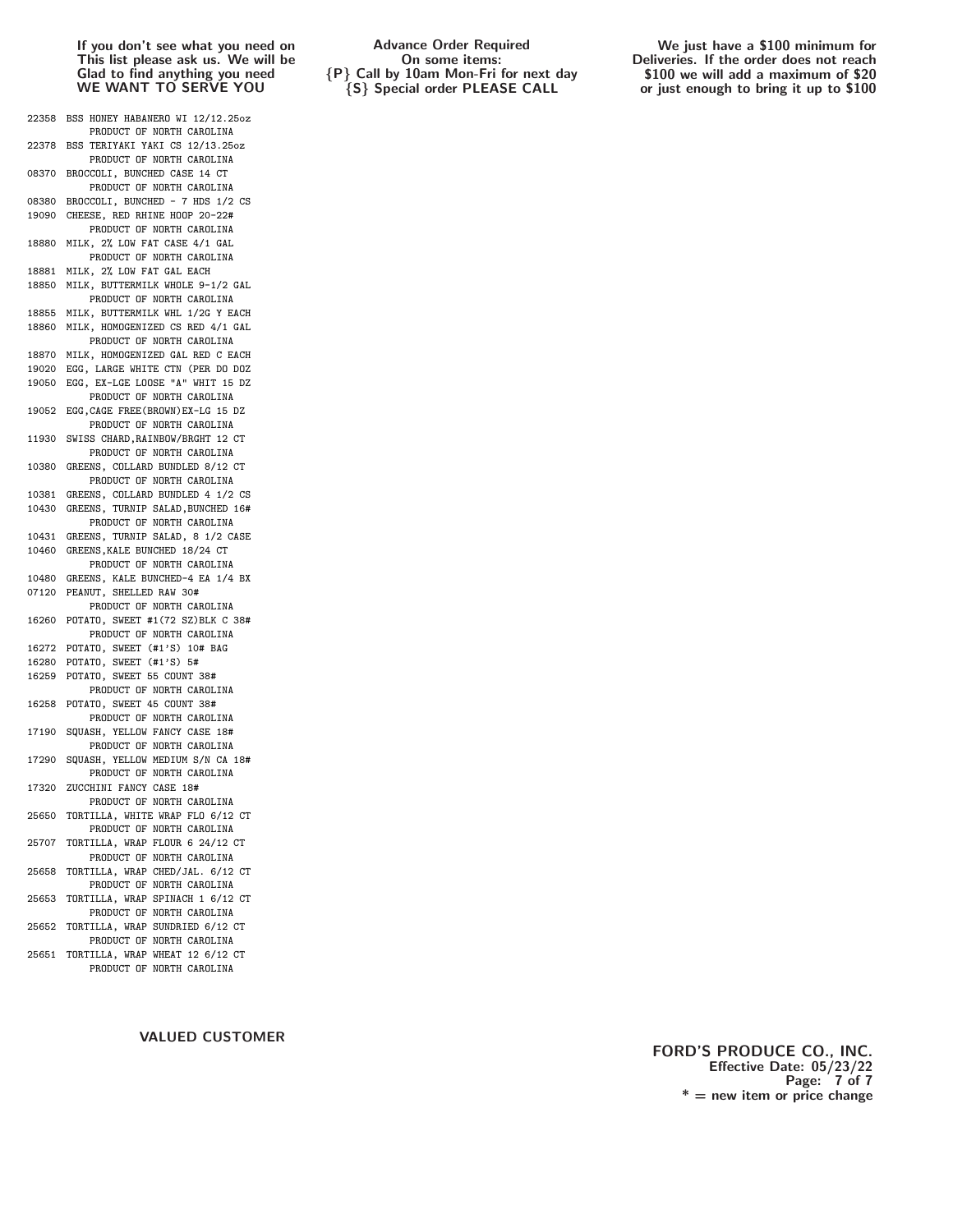**If you don't see what you need on This list please ask us. We will be Glad to find anything you need WE WANT TO SERVE YOU**

**Advance Order Required On some items: {P} Call by 10am Mon-Fri for next day {S} Special order PLEASE CALL**

**We just have a $100 minimum for Deliveries. If the order does not reach $100 we will add a maximum of $20 or just enough to bring it up to $100**

```
22358  BSS HONEY HABANERO WI 12/12.25oz
         PRODUCT OF NORTH CAROLINA
22378  BSS TERIYAKI YAKI CS 12/13.25oz
         PRODUCT OF NORTH CAROLINA
08370  BROCCOLI, BUNCHED CASE 14 CT
         PRODUCT OF NORTH CAROLINA
08380  BROCCOLI, BUNCHED - 7 HDS 1/2 CS
19090  CHEESE, RED RHINE HOOP 20-22#
         PRODUCT OF NORTH CAROLINA
18880  MILK, 2% LOW FAT CASE 4/1 GAL
         PRODUCT OF NORTH CAROLINA
18881  MILK, 2% LOW FAT GAL EACH
18850  MILK, BUTTERMILK WHOLE 9-1/2 GAL
         PRODUCT OF NORTH CAROLINA
18855  MILK, BUTTERMILK WHL 1/2G Y EACH
18860  MILK, HOMOGENIZED CS RED 4/1 GAL
         PRODUCT OF NORTH CAROLINA
18870  MILK, HOMOGENIZED GAL RED C EACH
19020  EGG, LARGE WHITE CTN (PER DO DOZ
19050  EGG, EX-LGE LOOSE "A" WHIT 15 DZ
         PRODUCT OF NORTH CAROLINA
19052  EGG,CAGE FREE(BROWN)EX-LG 15 DZ
         PRODUCT OF NORTH CAROLINA
11930  SWISS CHARD,RAINBOW/BRGHT 12 CT
         PRODUCT OF NORTH CAROLINA
10380  GREENS, COLLARD BUNDLED 8/12 CT
         PRODUCT OF NORTH CAROLINA
10381  GREENS, COLLARD BUNDLED 4 1/2 CS
10430  GREENS, TURNIP SALAD,BUNCHED 16#
         PRODUCT OF NORTH CAROLINA
10431  GREENS, TURNIP SALAD, 8 1/2 CASE
10460  GREENS,KALE BUNCHED 18/24 CT
         PRODUCT OF NORTH CAROLINA
10480  GREENS, KALE BUNCHED-4 EA 1/4 BX
07120  PEANUT, SHELLED RAW 30#
         PRODUCT OF NORTH CAROLINA
16260  POTATO, SWEET #1(72 SZ)BLK C 38#
         PRODUCT OF NORTH CAROLINA
16272  POTATO, SWEET (#1'S) 10# BAG
16280  POTATO, SWEET (#1'S) 5#
16259  POTATO, SWEET 55 COUNT 38#
         PRODUCT OF NORTH CAROLINA
16258  POTATO, SWEET 45 COUNT 38#
         PRODUCT OF NORTH CAROLINA
17190  SQUASH, YELLOW FANCY CASE 18#
         PRODUCT OF NORTH CAROLINA
17290  SQUASH, YELLOW MEDIUM S/N CA 18#
         PRODUCT OF NORTH CAROLINA
17320  ZUCCHINI FANCY CASE 18#
         PRODUCT OF NORTH CAROLINA
25650  TORTILLA, WHITE WRAP FLO 6/12 CT
         PRODUCT OF NORTH CAROLINA
25707  TORTILLA, WRAP FLOUR 6 24/12 CT
         PRODUCT OF NORTH CAROLINA
25658  TORTILLA, WRAP CHED/JAL. 6/12 CT
         PRODUCT OF NORTH CAROLINA
25653  TORTILLA, WRAP SPINACH 1 6/12 CT
         PRODUCT OF NORTH CAROLINA
25652  TORTILLA, WRAP SUNDRIED 6/12 CT
         PRODUCT OF NORTH CAROLINA
25651  TORTILLA, WRAP WHEAT 12 6/12 CT
         PRODUCT OF NORTH CAROLINA
```

**VALUED CUSTOMER**

**FORD'S PRODUCE CO., INC.**
**Effective Date: 05/23/22**
**\* = new item or price change**